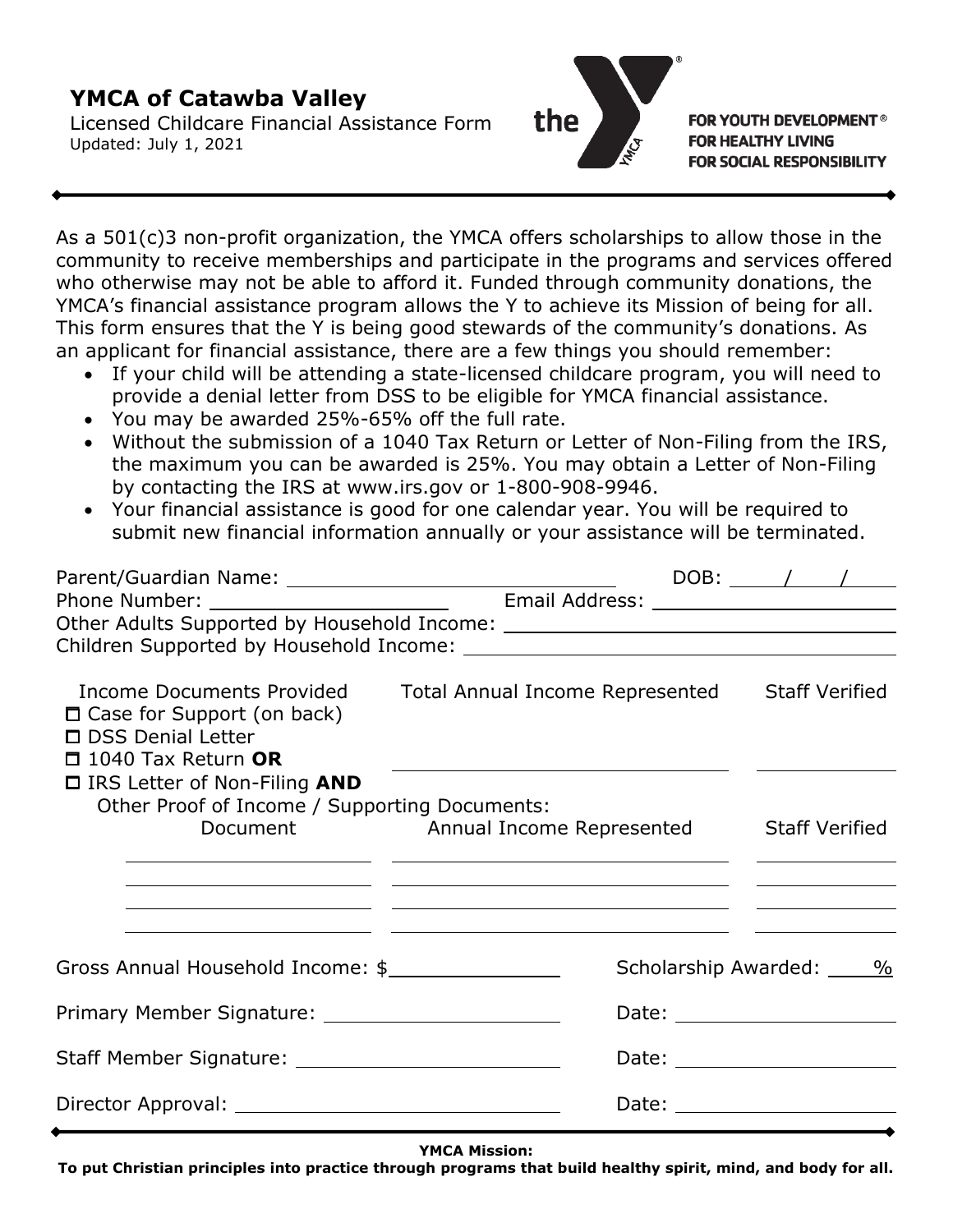# YMCA of Catawba Valley

Licensed Childcare Financial Assistance Form
Updated: July 1, 2021

**FOR YOUTH DEVELOPMENT®**
**FOR HEALTHY LIVING**
**FOR SOCIAL RESPONSIBILITY**

---

As a 501(c)3 non-profit organization, the YMCA offers scholarships to allow those in the community to receive memberships and participate in the programs and services offered who otherwise may not be able to afford it. Funded through community donations, the YMCA's financial assistance program allows the Y to achieve its Mission of being for all. This form ensures that the Y is being good stewards of the community's donations. As an applicant for financial assistance, there are a few things you should remember:

- If your child will be attending a state-licensed childcare program, you will need to provide a denial letter from DSS to be eligible for YMCA financial assistance.
- You may be awarded 25%-65% off the full rate.
- Without the submission of a 1040 Tax Return or Letter of Non-Filing from the IRS, the maximum you can be awarded is 25%. You may obtain a Letter of Non-Filing by contacting the IRS at www.irs.gov or 1-800-908-9946.
- Your financial assistance is good for one calendar year. You will be required to submit new financial information annually or your assistance will be terminated.

Parent/Guardian Name: ______________________ DOB: ____/____/____

Phone Number: ______________________ Email Address: ______________________

Other Adults Supported by Household Income: ______________________

Children Supported by Household Income: ______________________

| Income Documents Provided | Total Annual Income Represented | Staff Verified |
|---|---|---|
| ☐ Case for Support (on back)<br>☐ DSS Denial Letter<br>☐ 1040 Tax Return **OR**<br>☐ IRS Letter of Non-Filing **AND** | ______________ | ______________ |

Other Proof of Income / Supporting Documents:

| Document | Annual Income Represented | Staff Verified |
|---|---|---|
| | | |
| | | |
| | | |
| | | |

Gross Annual Household Income: $______________ Scholarship Awarded: ____%

Primary Member Signature: ______________________ Date: ______________

Staff Member Signature: ______________________ Date: ______________

Director Approval: ______________________ Date: ______________

---

**YMCA Mission:**
**To put Christian principles into practice through programs that build healthy spirit, mind, and body for all.**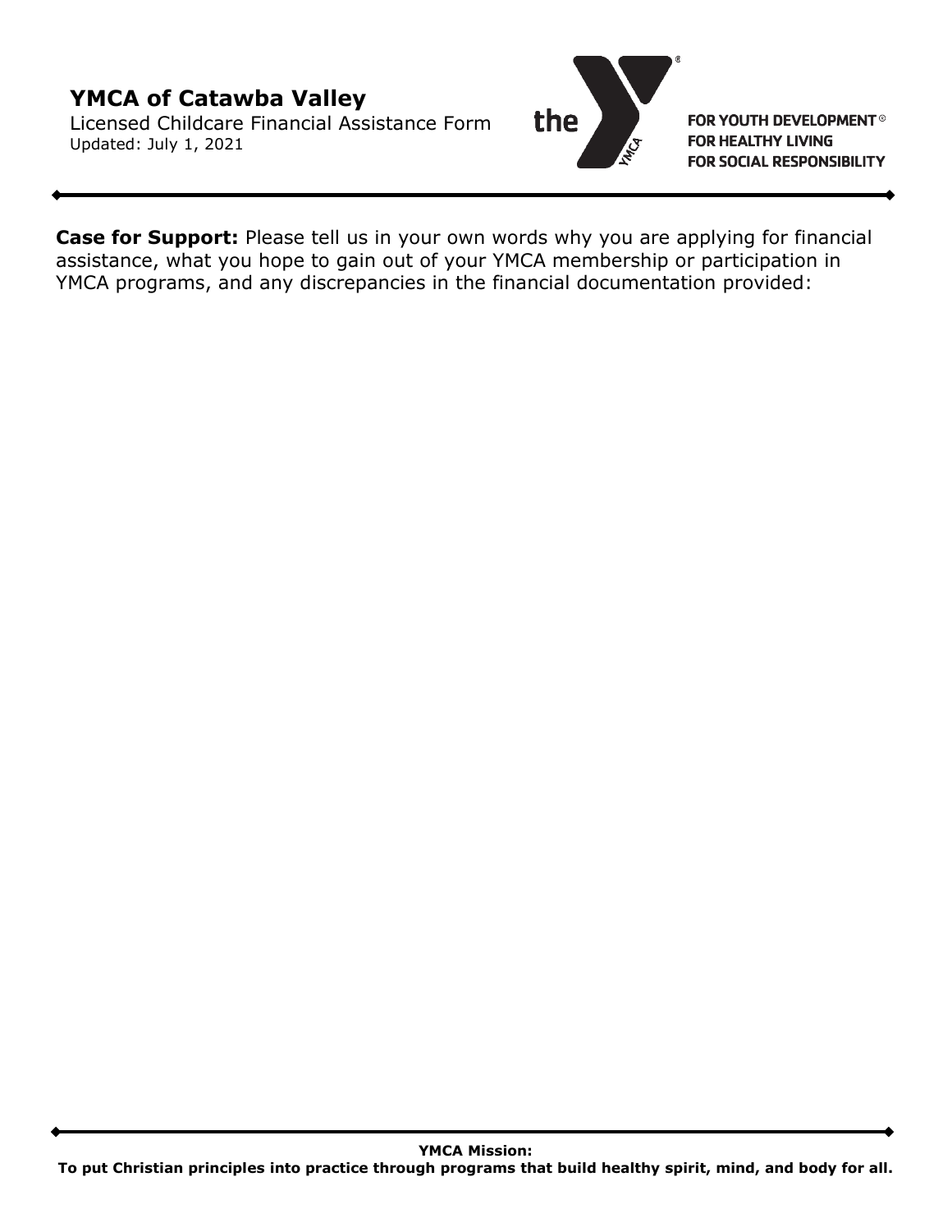# YMCA of Catawba Valley

Licensed Childcare Financial Assistance Form
Updated: July 1, 2021

FOR YOUTH DEVELOPMENT®
FOR HEALTHY LIVING
FOR SOCIAL RESPONSIBILITY

**Case for Support:** Please tell us in your own words why you are applying for financial assistance, what you hope to gain out of your YMCA membership or participation in YMCA programs, and any discrepancies in the financial documentation provided:

**YMCA Mission:**
**To put Christian principles into practice through programs that build healthy spirit, mind, and body for all.**